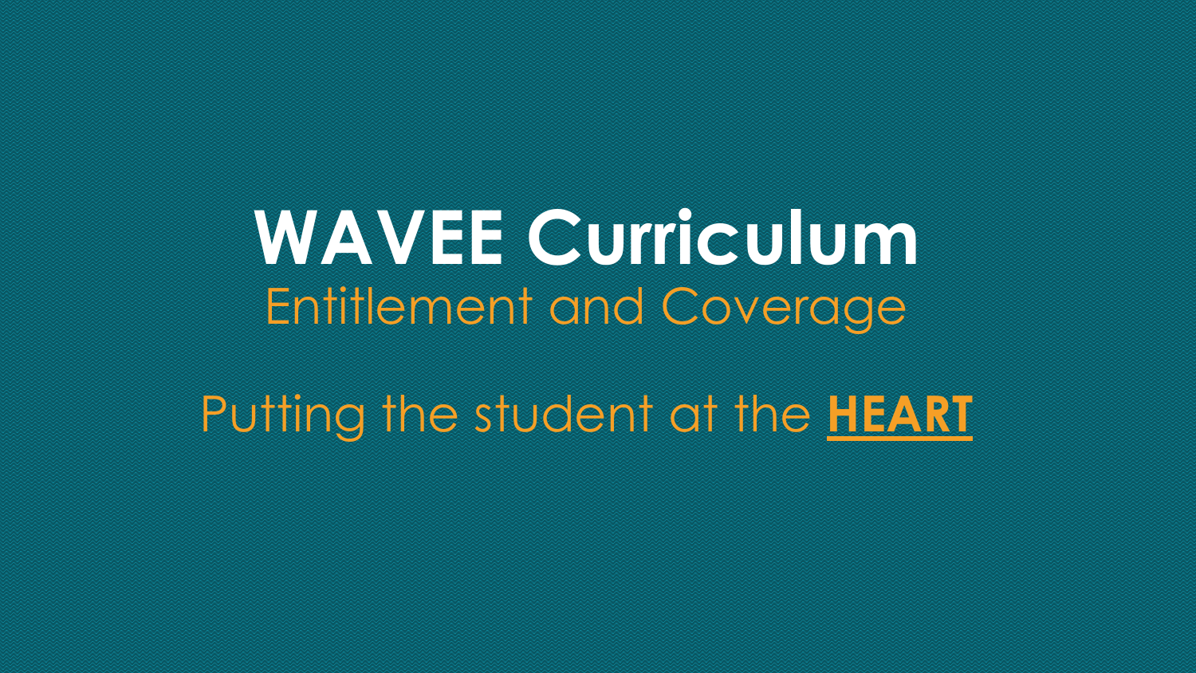# WAVEE Curriculum

## Entitlement and Coverage

Putting the student at the **HEART**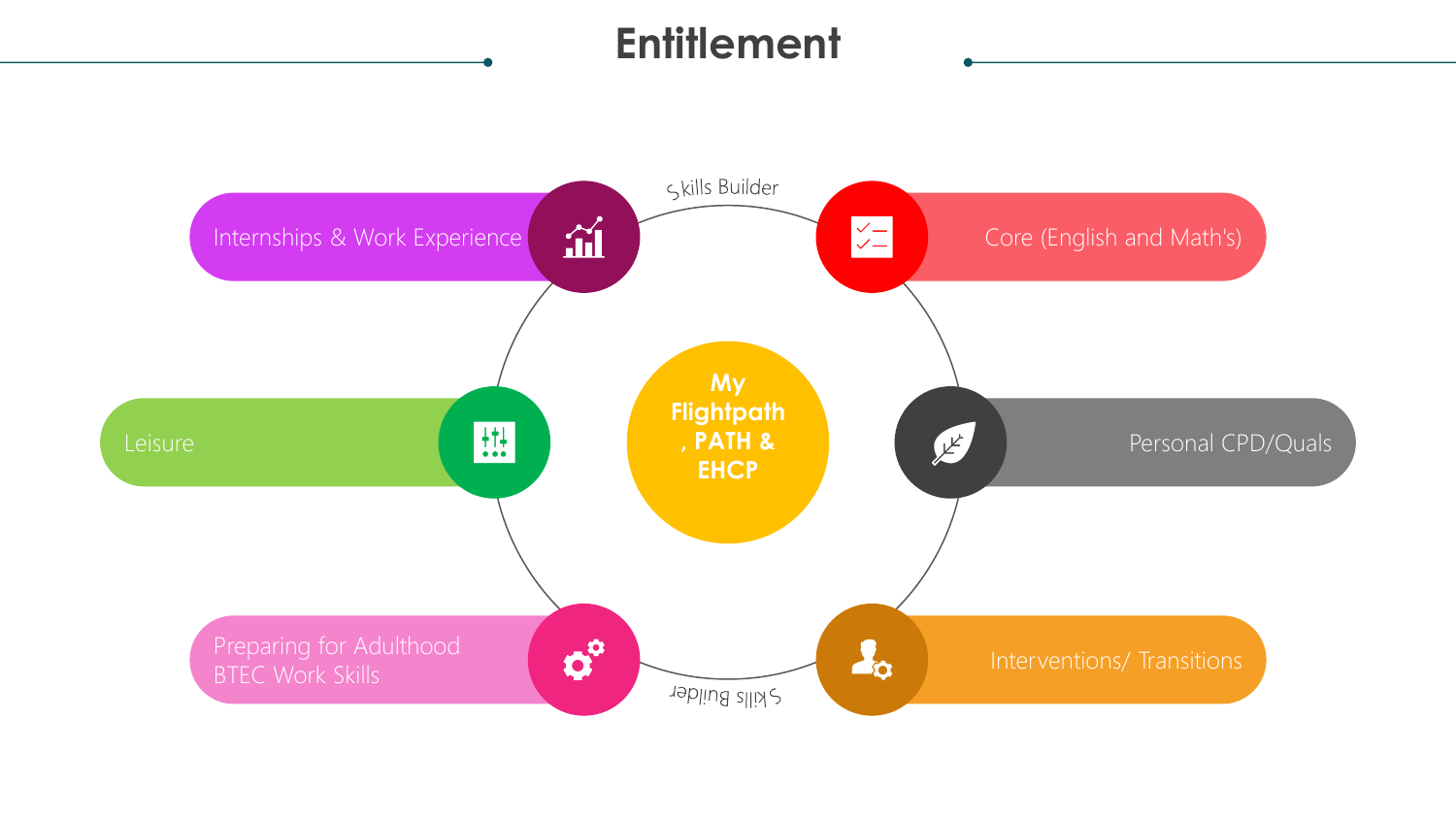# Entitlement

**My Flightpath , PATH & EHCP**

Skills Builder

- Internships & Work Experience
- Core (English and Math's)
- Leisure
- Personal CPD/Quals
- Preparing for Adulthood BTEC Work Skills
- Interventions/ Transitions

Skills Builder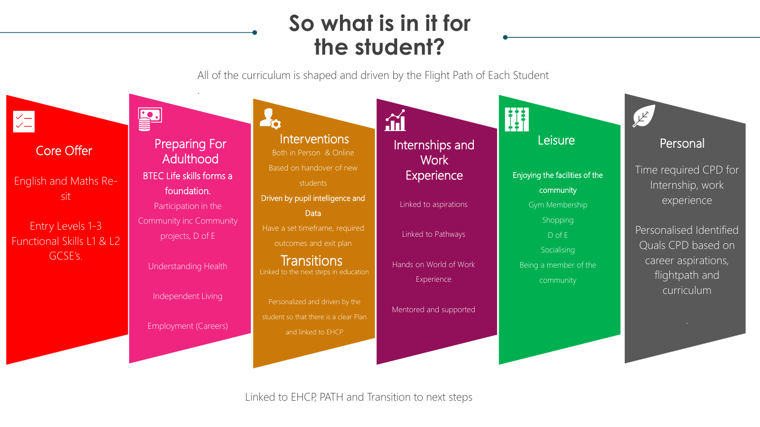# So what is in it for the student?

All of the curriculum is shaped and driven by the Flight Path of Each Student

## Core Offer

English and Maths Re-sit

Entry Levels 1-3
Functional Skills L1 & L2
GCSE's.

## Preparing For Adulthood

BTEC Life skills forms a foundation.

Participation in the Community inc Community projects, D of E

Understanding Health

Independent Living

Employment (Careers)

## Interventions

Both in Person & Online

Based on handover of new students

Driven by pupil intelligence and Data

Have a set timeframe, required outcomes and exit plan

## Transitions

Linked to the next steps in education

Personalized and driven by the student so that there is a clear Plan and linked to EHCP

## Internships and Work Experience

Linked to aspirations

Linked to Pathways

Hands on World of Work Experience

Mentored and supported

## Leisure

Enjoying the facilities of the community

Gym Membership

Shopping

D of E

Socialising

Being a member of the community

## Personal

Time required CPD for Internship, work experience

Personalised Identified Quals CPD based on career aspirations, flightpath and curriculum

Linked to EHCP, PATH and Transition to next steps